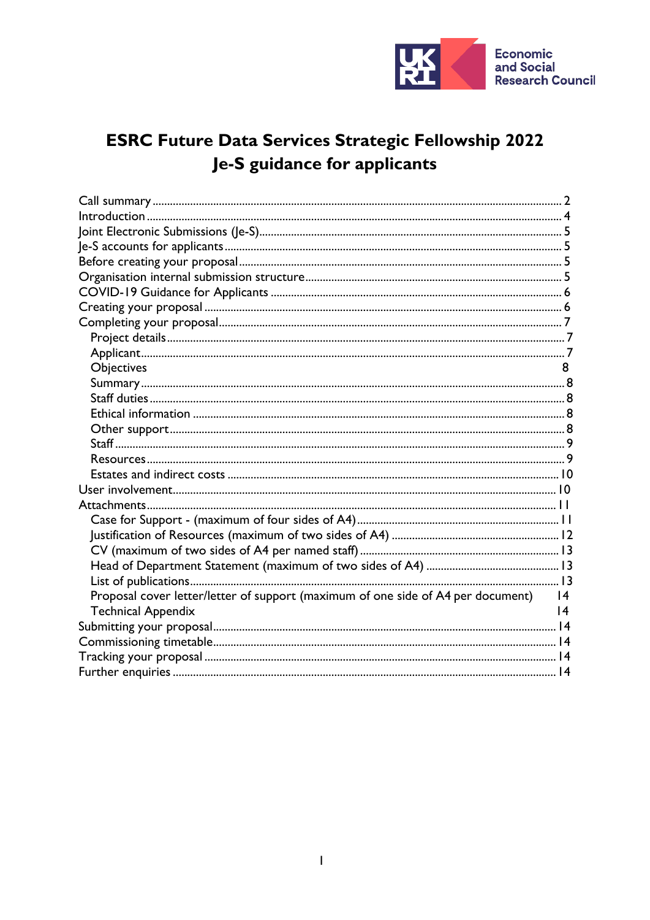Economic and Social Research Council

# ESRC Future Data Services Strategic Fellowship 2022

# Je-S guidance for applicants

Call summary ........ 2
Introduction ........ 4
Joint Electronic Submissions (Je-S) ........ 5
Je-S accounts for applicants ........ 5
Before creating your proposal ........ 5
Organisation internal submission structure ........ 5
COVID-19 Guidance for Applicants ........ 6
Creating your proposal ........ 6
Completing your proposal ........ 7
- Project details ........ 7
- Applicant ........ 7
- Objectives 8
- Summary ........ 8
- Staff duties ........ 8
- Ethical information ........ 8
- Other support ........ 8
- Staff ........ 9
- Resources ........ 9
- Estates and indirect costs ........ 10

User involvement ........ 10
Attachments ........ 11
- Case for Support - (maximum of four sides of A4) ........ 11
- Justification of Resources (maximum of two sides of A4) ........ 12
- CV (maximum of two sides of A4 per named staff) ........ 13
- Head of Department Statement (maximum of two sides of A4) ........ 13
- List of publications ........ 13
- Proposal cover letter/letter of support (maximum of one side of A4 per document) 14
- Technical Appendix 14

Submitting your proposal ........ 14
Commissioning timetable ........ 14
Tracking your proposal ........ 14
Further enquiries ........ 14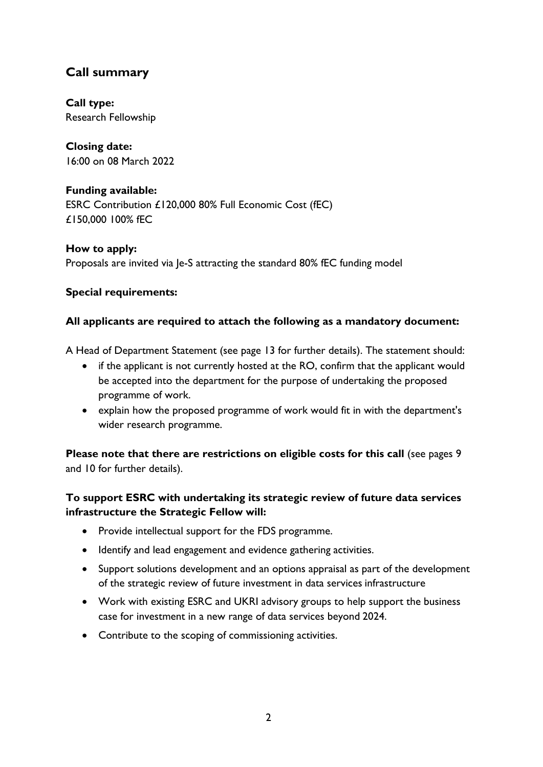## Call summary

**Call type:**
Research Fellowship

**Closing date:**
16:00 on 08 March 2022

**Funding available:**
ESRC Contribution £120,000 80% Full Economic Cost (fEC)
£150,000 100% fEC

**How to apply:**
Proposals are invited via Je-S attracting the standard 80% fEC funding model

**Special requirements:**

**All applicants are required to attach the following as a mandatory document:**

A Head of Department Statement (see page 13 for further details). The statement should:

- if the applicant is not currently hosted at the RO, confirm that the applicant would be accepted into the department for the purpose of undertaking the proposed programme of work.
- explain how the proposed programme of work would fit in with the department's wider research programme.

**Please note that there are restrictions on eligible costs for this call** (see pages 9 and 10 for further details).

**To support ESRC with undertaking its strategic review of future data services infrastructure the Strategic Fellow will:**

- Provide intellectual support for the FDS programme.
- Identify and lead engagement and evidence gathering activities.
- Support solutions development and an options appraisal as part of the development of the strategic review of future investment in data services infrastructure
- Work with existing ESRC and UKRI advisory groups to help support the business case for investment in a new range of data services beyond 2024.
- Contribute to the scoping of commissioning activities.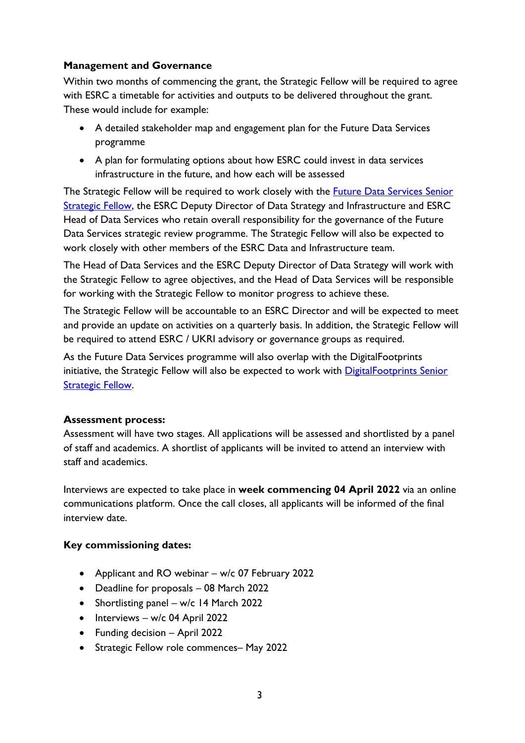**Management and Governance**

Within two months of commencing the grant, the Strategic Fellow will be required to agree with ESRC a timetable for activities and outputs to be delivered throughout the grant. These would include for example:

- A detailed stakeholder map and engagement plan for the Future Data Services programme
- A plan for formulating options about how ESRC could invest in data services infrastructure in the future, and how each will be assessed

The Strategic Fellow will be required to work closely with the Future Data Services Senior Strategic Fellow, the ESRC Deputy Director of Data Strategy and Infrastructure and ESRC Head of Data Services who retain overall responsibility for the governance of the Future Data Services strategic review programme. The Strategic Fellow will also be expected to work closely with other members of the ESRC Data and Infrastructure team.

The Head of Data Services and the ESRC Deputy Director of Data Strategy will work with the Strategic Fellow to agree objectives, and the Head of Data Services will be responsible for working with the Strategic Fellow to monitor progress to achieve these.

The Strategic Fellow will be accountable to an ESRC Director and will be expected to meet and provide an update on activities on a quarterly basis. In addition, the Strategic Fellow will be required to attend ESRC / UKRI advisory or governance groups as required.

As the Future Data Services programme will also overlap with the DigitalFootprints initiative, the Strategic Fellow will also be expected to work with DigitalFootprints Senior Strategic Fellow.

**Assessment process:**

Assessment will have two stages. All applications will be assessed and shortlisted by a panel of staff and academics. A shortlist of applicants will be invited to attend an interview with staff and academics.

Interviews are expected to take place in **week commencing 04 April 2022** via an online communications platform. Once the call closes, all applicants will be informed of the final interview date.

**Key commissioning dates:**

- Applicant and RO webinar – w/c 07 February 2022
- Deadline for proposals – 08 March 2022
- Shortlisting panel – w/c 14 March 2022
- Interviews – w/c 04 April 2022
- Funding decision – April 2022
- Strategic Fellow role commences– May 2022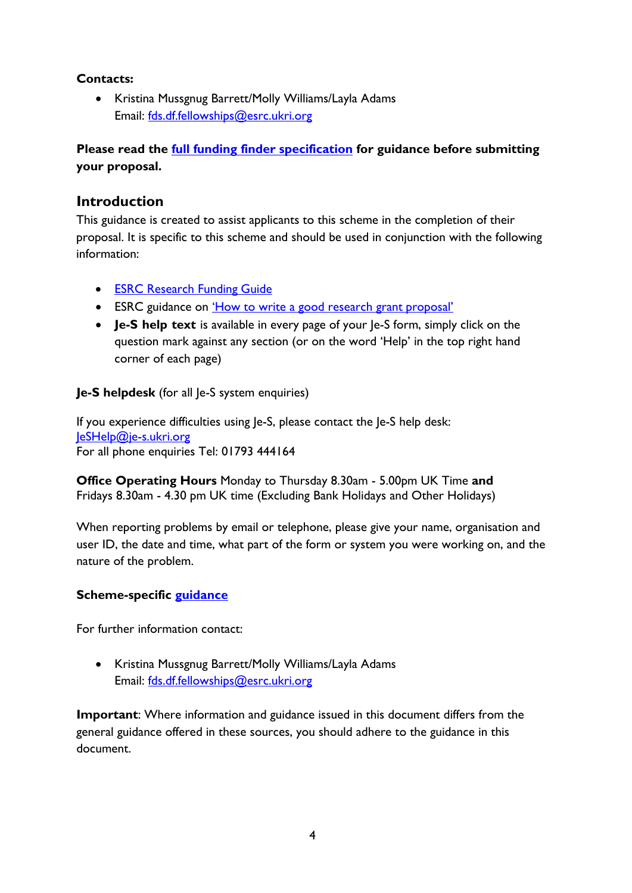**Contacts:**

- Kristina Mussgnug Barrett/Molly Williams/Layla Adams
  Email: [fds.df.fellowships@esrc.ukri.org](mailto:fds.df.fellowships@esrc.ukri.org)

**Please read the [full funding finder specification] for guidance before submitting your proposal.**

## Introduction

This guidance is created to assist applicants to this scheme in the completion of their proposal. It is specific to this scheme and should be used in conjunction with the following information:

- [ESRC Research Funding Guide]
- ESRC guidance on ['How to write a good research grant proposal']
- **Je-S help text** is available in every page of your Je-S form, simply click on the question mark against any section (or on the word 'Help' in the top right hand corner of each page)

**Je-S helpdesk** (for all Je-S system enquiries)

If you experience difficulties using Je-S, please contact the Je-S help desk:
[JeSHelp@je-s.ukri.org](mailto:JeSHelp@je-s.ukri.org)
For all phone enquiries Tel: 01793 444164

**Office Operating Hours** Monday to Thursday 8.30am - 5.00pm UK Time **and** Fridays 8.30am - 4.30 pm UK time (Excluding Bank Holidays and Other Holidays)

When reporting problems by email or telephone, please give your name, organisation and user ID, the date and time, what part of the form or system you were working on, and the nature of the problem.

**Scheme-specific [guidance]**

For further information contact:

- Kristina Mussgnug Barrett/Molly Williams/Layla Adams
  Email: [fds.df.fellowships@esrc.ukri.org](mailto:fds.df.fellowships@esrc.ukri.org)

**Important**: Where information and guidance issued in this document differs from the general guidance offered in these sources, you should adhere to the guidance in this document.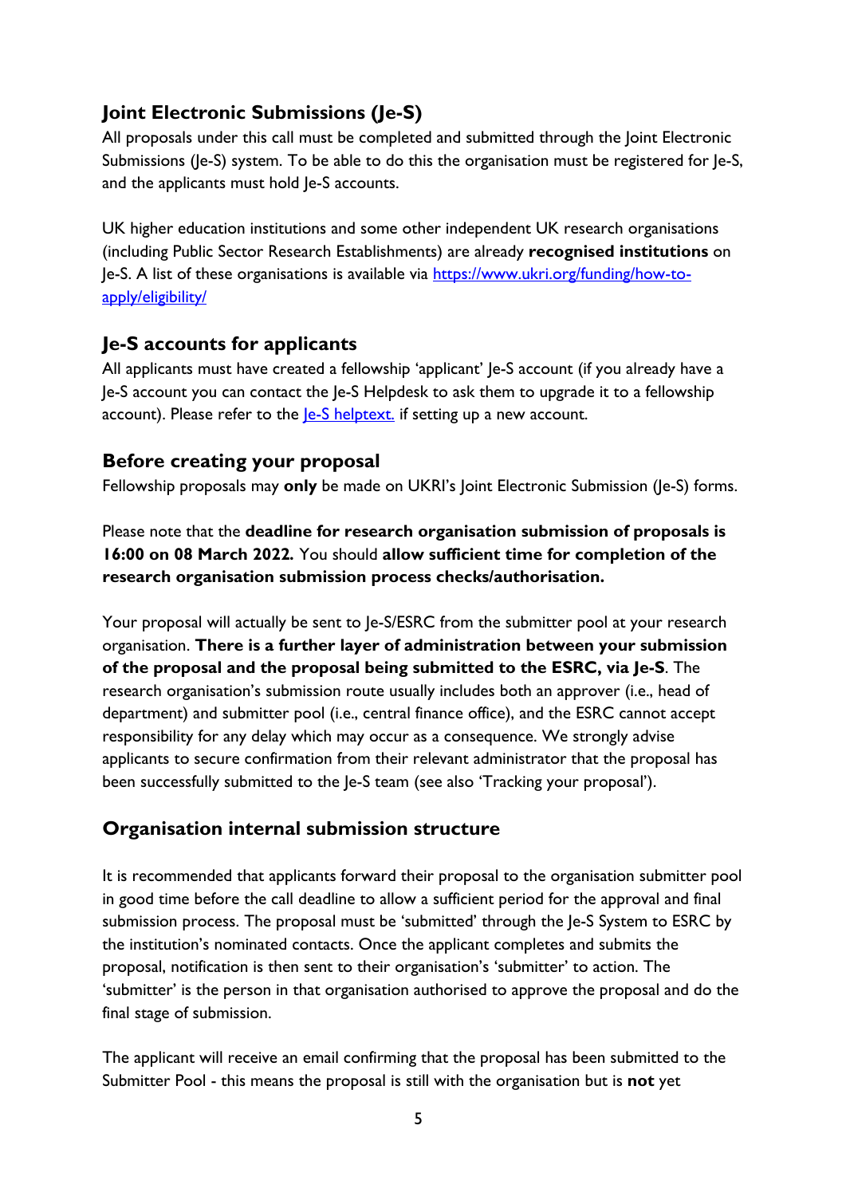## Joint Electronic Submissions (Je-S)

All proposals under this call must be completed and submitted through the Joint Electronic Submissions (Je-S) system. To be able to do this the organisation must be registered for Je-S, and the applicants must hold Je-S accounts.

UK higher education institutions and some other independent UK research organisations (including Public Sector Research Establishments) are already **recognised institutions** on Je-S. A list of these organisations is available via [https://www.ukri.org/funding/how-to-apply/eligibility/](https://www.ukri.org/funding/how-to-apply/eligibility/)

## Je-S accounts for applicants

All applicants must have created a fellowship 'applicant' Je-S account (if you already have a Je-S account you can contact the Je-S Helpdesk to ask them to upgrade it to a fellowship account). Please refer to the Je-S helptext. if setting up a new account.

## Before creating your proposal

Fellowship proposals may **only** be made on UKRI's Joint Electronic Submission (Je-S) forms.

Please note that the **deadline for research organisation submission of proposals is 16:00 on 08 March 2022.** You should **allow sufficient time for completion of the research organisation submission process checks/authorisation.**

Your proposal will actually be sent to Je-S/ESRC from the submitter pool at your research organisation. **There is a further layer of administration between your submission of the proposal and the proposal being submitted to the ESRC, via Je-S**. The research organisation's submission route usually includes both an approver (i.e., head of department) and submitter pool (i.e., central finance office), and the ESRC cannot accept responsibility for any delay which may occur as a consequence. We strongly advise applicants to secure confirmation from their relevant administrator that the proposal has been successfully submitted to the Je-S team (see also 'Tracking your proposal').

## Organisation internal submission structure

It is recommended that applicants forward their proposal to the organisation submitter pool in good time before the call deadline to allow a sufficient period for the approval and final submission process. The proposal must be 'submitted' through the Je-S System to ESRC by the institution's nominated contacts. Once the applicant completes and submits the proposal, notification is then sent to their organisation's 'submitter' to action. The 'submitter' is the person in that organisation authorised to approve the proposal and do the final stage of submission.

The applicant will receive an email confirming that the proposal has been submitted to the Submitter Pool - this means the proposal is still with the organisation but is **not** yet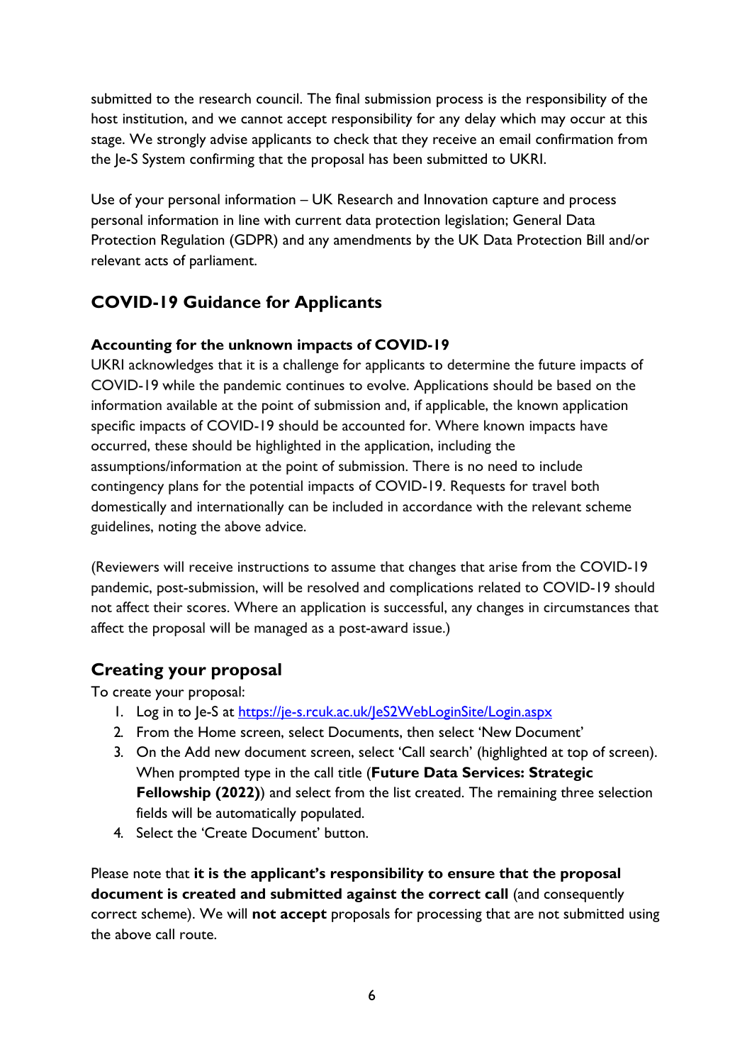submitted to the research council. The final submission process is the responsibility of the host institution, and we cannot accept responsibility for any delay which may occur at this stage. We strongly advise applicants to check that they receive an email confirmation from the Je-S System confirming that the proposal has been submitted to UKRI.

Use of your personal information – UK Research and Innovation capture and process personal information in line with current data protection legislation; General Data Protection Regulation (GDPR) and any amendments by the UK Data Protection Bill and/or relevant acts of parliament.

## COVID-19 Guidance for Applicants

**Accounting for the unknown impacts of COVID-19**

UKRI acknowledges that it is a challenge for applicants to determine the future impacts of COVID-19 while the pandemic continues to evolve. Applications should be based on the information available at the point of submission and, if applicable, the known application specific impacts of COVID-19 should be accounted for. Where known impacts have occurred, these should be highlighted in the application, including the assumptions/information at the point of submission. There is no need to include contingency plans for the potential impacts of COVID-19. Requests for travel both domestically and internationally can be included in accordance with the relevant scheme guidelines, noting the above advice.

(Reviewers will receive instructions to assume that changes that arise from the COVID-19 pandemic, post-submission, will be resolved and complications related to COVID-19 should not affect their scores. Where an application is successful, any changes in circumstances that affect the proposal will be managed as a post-award issue.)

## Creating your proposal

To create your proposal:

1. Log in to Je-S at https://je-s.rcuk.ac.uk/JeS2WebLoginSite/Login.aspx
2. From the Home screen, select Documents, then select 'New Document'
3. On the Add new document screen, select 'Call search' (highlighted at top of screen). When prompted type in the call title (**Future Data Services: Strategic Fellowship (2022)**) and select from the list created. The remaining three selection fields will be automatically populated.
4. Select the 'Create Document' button.

Please note that **it is the applicant's responsibility to ensure that the proposal document is created and submitted against the correct call** (and consequently correct scheme). We will **not accept** proposals for processing that are not submitted using the above call route.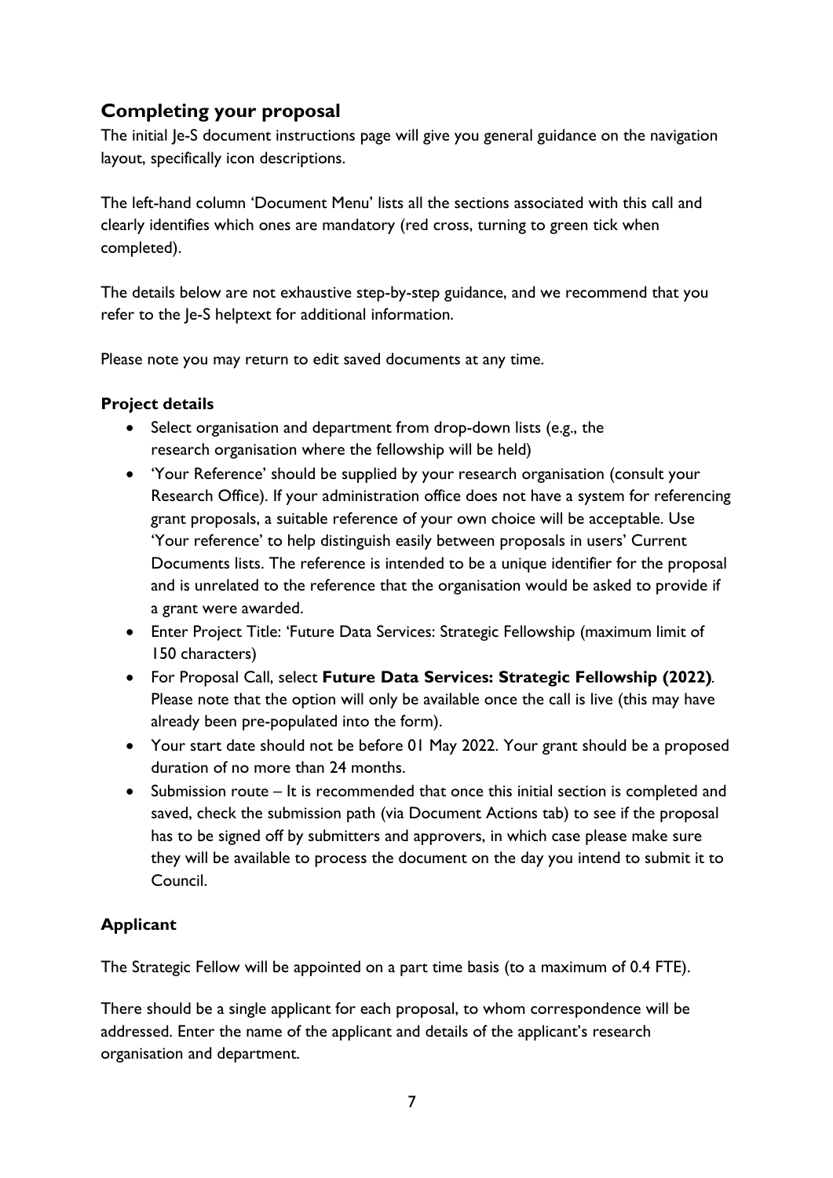## Completing your proposal

The initial Je-S document instructions page will give you general guidance on the navigation layout, specifically icon descriptions.

The left-hand column 'Document Menu' lists all the sections associated with this call and clearly identifies which ones are mandatory (red cross, turning to green tick when completed).

The details below are not exhaustive step-by-step guidance, and we recommend that you refer to the Je-S helptext for additional information.

Please note you may return to edit saved documents at any time.

### Project details

- Select organisation and department from drop-down lists (e.g., the research organisation where the fellowship will be held)
- 'Your Reference' should be supplied by your research organisation (consult your Research Office). If your administration office does not have a system for referencing grant proposals, a suitable reference of your own choice will be acceptable. Use 'Your reference' to help distinguish easily between proposals in users' Current Documents lists. The reference is intended to be a unique identifier for the proposal and is unrelated to the reference that the organisation would be asked to provide if a grant were awarded.
- Enter Project Title: 'Future Data Services: Strategic Fellowship (maximum limit of 150 characters)
- For Proposal Call, select **Future Data Services: Strategic Fellowship (2022)**. Please note that the option will only be available once the call is live (this may have already been pre-populated into the form).
- Your start date should not be before 01 May 2022. Your grant should be a proposed duration of no more than 24 months.
- Submission route – It is recommended that once this initial section is completed and saved, check the submission path (via Document Actions tab) to see if the proposal has to be signed off by submitters and approvers, in which case please make sure they will be available to process the document on the day you intend to submit it to Council.

### Applicant

The Strategic Fellow will be appointed on a part time basis (to a maximum of 0.4 FTE).

There should be a single applicant for each proposal, to whom correspondence will be addressed. Enter the name of the applicant and details of the applicant's research organisation and department.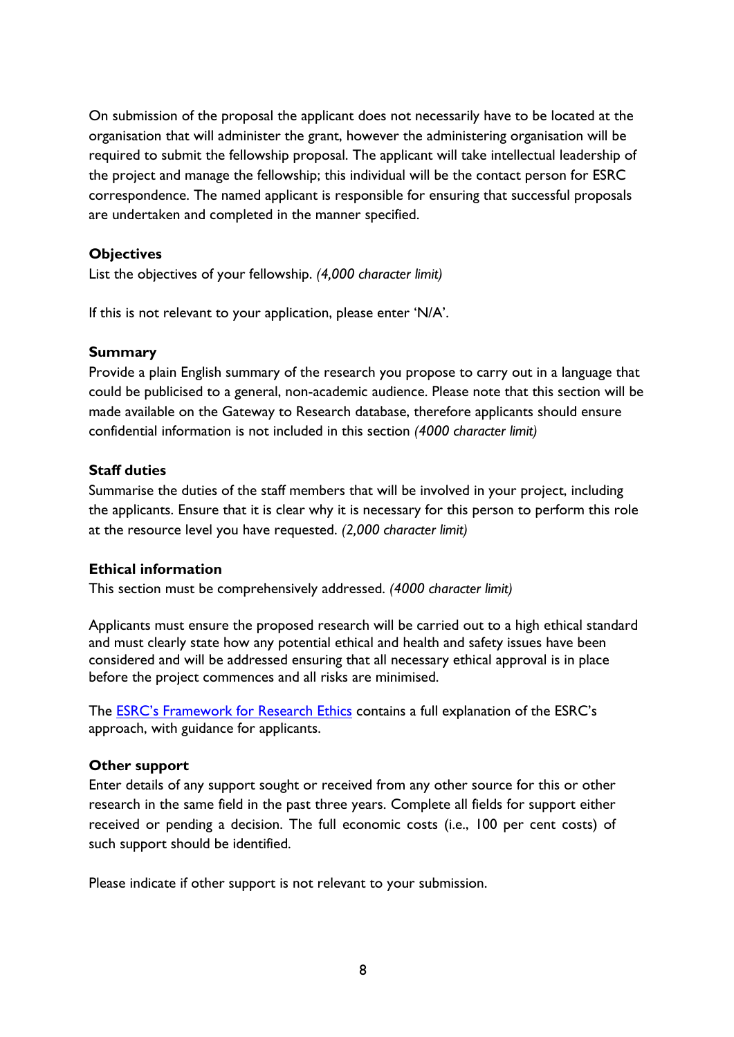On submission of the proposal the applicant does not necessarily have to be located at the organisation that will administer the grant, however the administering organisation will be required to submit the fellowship proposal. The applicant will take intellectual leadership of the project and manage the fellowship; this individual will be the contact person for ESRC correspondence. The named applicant is responsible for ensuring that successful proposals are undertaken and completed in the manner specified.

**Objectives**

List the objectives of your fellowship. *(4,000 character limit)*

If this is not relevant to your application, please enter 'N/A'.

**Summary**

Provide a plain English summary of the research you propose to carry out in a language that could be publicised to a general, non-academic audience. Please note that this section will be made available on the Gateway to Research database, therefore applicants should ensure confidential information is not included in this section *(4000 character limit)*

**Staff duties**

Summarise the duties of the staff members that will be involved in your project, including the applicants. Ensure that it is clear why it is necessary for this person to perform this role at the resource level you have requested. *(2,000 character limit)*

**Ethical information**

This section must be comprehensively addressed. *(4000 character limit)*

Applicants must ensure the proposed research will be carried out to a high ethical standard and must clearly state how any potential ethical and health and safety issues have been considered and will be addressed ensuring that all necessary ethical approval is in place before the project commences and all risks are minimised.

The ESRC's Framework for Research Ethics contains a full explanation of the ESRC's approach, with guidance for applicants.

**Other support**

Enter details of any support sought or received from any other source for this or other research in the same field in the past three years. Complete all fields for support either received or pending a decision. The full economic costs (i.e., 100 per cent costs) of such support should be identified.

Please indicate if other support is not relevant to your submission.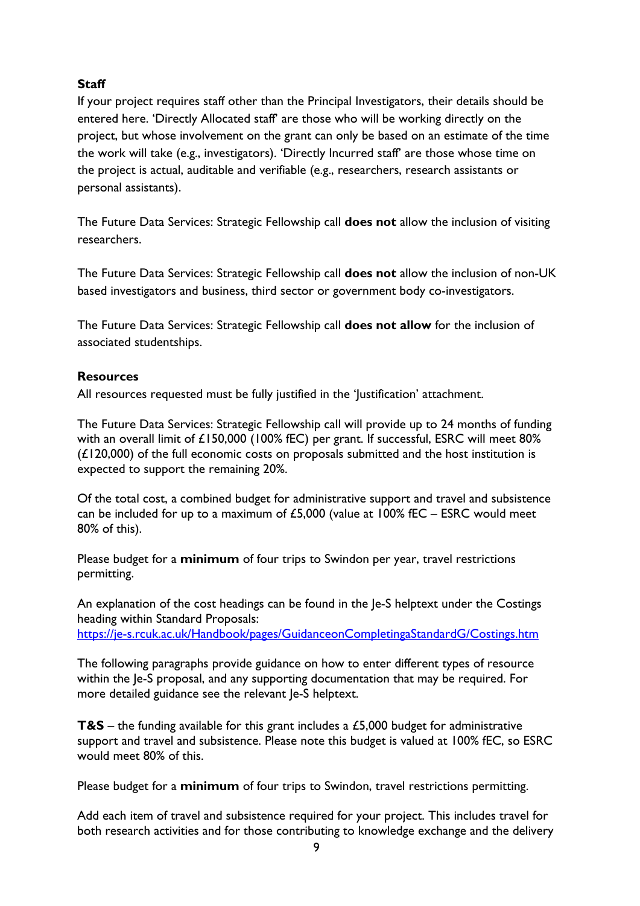**Staff**

If your project requires staff other than the Principal Investigators, their details should be entered here. 'Directly Allocated staff' are those who will be working directly on the project, but whose involvement on the grant can only be based on an estimate of the time the work will take (e.g., investigators). 'Directly Incurred staff' are those whose time on the project is actual, auditable and verifiable (e.g., researchers, research assistants or personal assistants).

The Future Data Services: Strategic Fellowship call **does not** allow the inclusion of visiting researchers.

The Future Data Services: Strategic Fellowship call **does not** allow the inclusion of non-UK based investigators and business, third sector or government body co-investigators.

The Future Data Services: Strategic Fellowship call **does not allow** for the inclusion of associated studentships.

**Resources**

All resources requested must be fully justified in the 'Justification' attachment.

The Future Data Services: Strategic Fellowship call will provide up to 24 months of funding with an overall limit of £150,000 (100% fEC) per grant. If successful, ESRC will meet 80% (£120,000) of the full economic costs on proposals submitted and the host institution is expected to support the remaining 20%.

Of the total cost, a combined budget for administrative support and travel and subsistence can be included for up to a maximum of £5,000 (value at 100% fEC – ESRC would meet 80% of this).

Please budget for a **minimum** of four trips to Swindon per year, travel restrictions permitting.

An explanation of the cost headings can be found in the Je-S helptext under the Costings heading within Standard Proposals:
https://je-s.rcuk.ac.uk/Handbook/pages/GuidanceonCompletingaStandardG/Costings.htm

The following paragraphs provide guidance on how to enter different types of resource within the Je-S proposal, and any supporting documentation that may be required. For more detailed guidance see the relevant Je-S helptext.

**T&S** – the funding available for this grant includes a £5,000 budget for administrative support and travel and subsistence. Please note this budget is valued at 100% fEC, so ESRC would meet 80% of this.

Please budget for a **minimum** of four trips to Swindon, travel restrictions permitting.

Add each item of travel and subsistence required for your project. This includes travel for both research activities and for those contributing to knowledge exchange and the delivery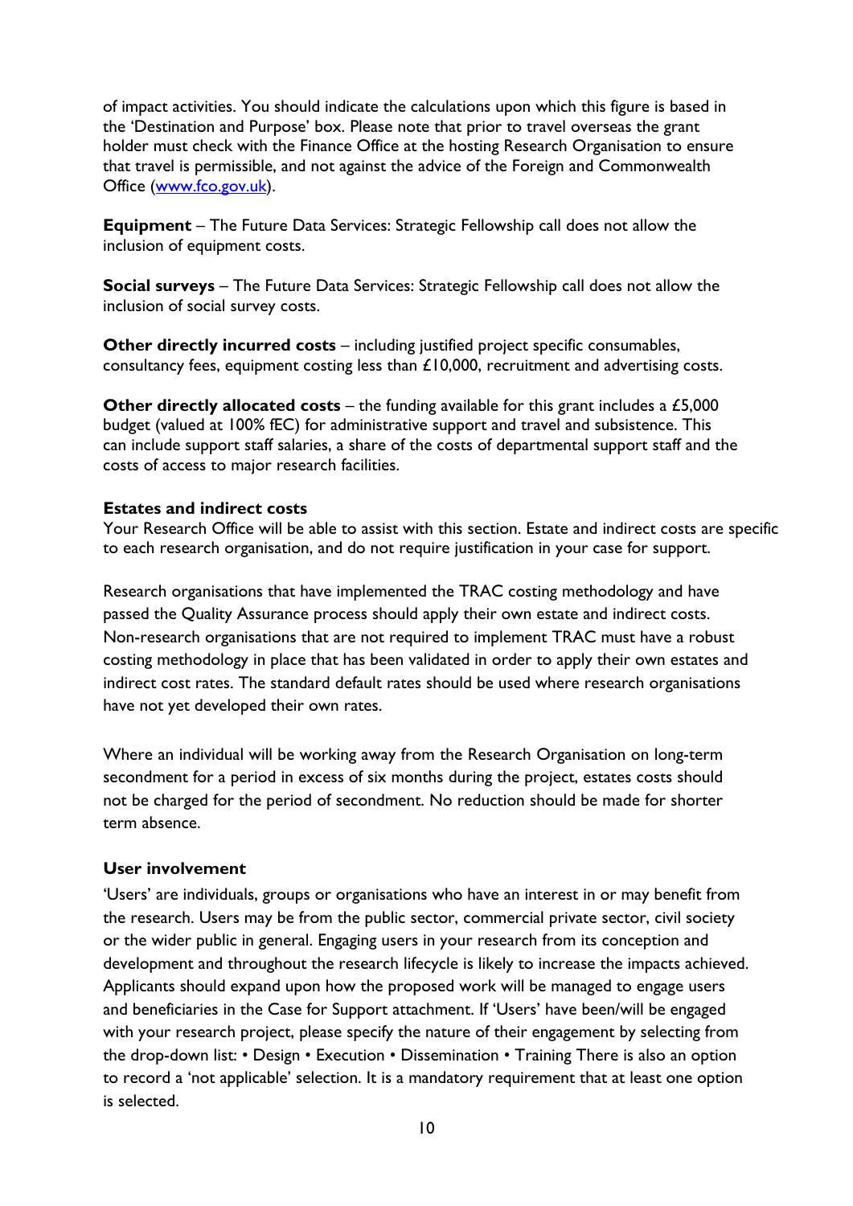of impact activities. You should indicate the calculations upon which this figure is based in the 'Destination and Purpose' box. Please note that prior to travel overseas the grant holder must check with the Finance Office at the hosting Research Organisation to ensure that travel is permissible, and not against the advice of the Foreign and Commonwealth Office ([www.fco.gov.uk](www.fco.gov.uk)).

**Equipment** – The Future Data Services: Strategic Fellowship call does not allow the inclusion of equipment costs.

**Social surveys** – The Future Data Services: Strategic Fellowship call does not allow the inclusion of social survey costs.

**Other directly incurred costs** – including justified project specific consumables, consultancy fees, equipment costing less than £10,000, recruitment and advertising costs.

**Other directly allocated costs** – the funding available for this grant includes a £5,000 budget (valued at 100% fEC) for administrative support and travel and subsistence. This can include support staff salaries, a share of the costs of departmental support staff and the costs of access to major research facilities.

**Estates and indirect costs**

Your Research Office will be able to assist with this section. Estate and indirect costs are specific to each research organisation, and do not require justification in your case for support.

Research organisations that have implemented the TRAC costing methodology and have passed the Quality Assurance process should apply their own estate and indirect costs. Non-research organisations that are not required to implement TRAC must have a robust costing methodology in place that has been validated in order to apply their own estates and indirect cost rates. The standard default rates should be used where research organisations have not yet developed their own rates.

Where an individual will be working away from the Research Organisation on long-term secondment for a period in excess of six months during the project, estates costs should not be charged for the period of secondment. No reduction should be made for shorter term absence.

**User involvement**

'Users' are individuals, groups or organisations who have an interest in or may benefit from the research. Users may be from the public sector, commercial private sector, civil society or the wider public in general. Engaging users in your research from its conception and development and throughout the research lifecycle is likely to increase the impacts achieved. Applicants should expand upon how the proposed work will be managed to engage users and beneficiaries in the Case for Support attachment. If 'Users' have been/will be engaged with your research project, please specify the nature of their engagement by selecting from the drop-down list: • Design • Execution • Dissemination • Training There is also an option to record a 'not applicable' selection. It is a mandatory requirement that at least one option is selected.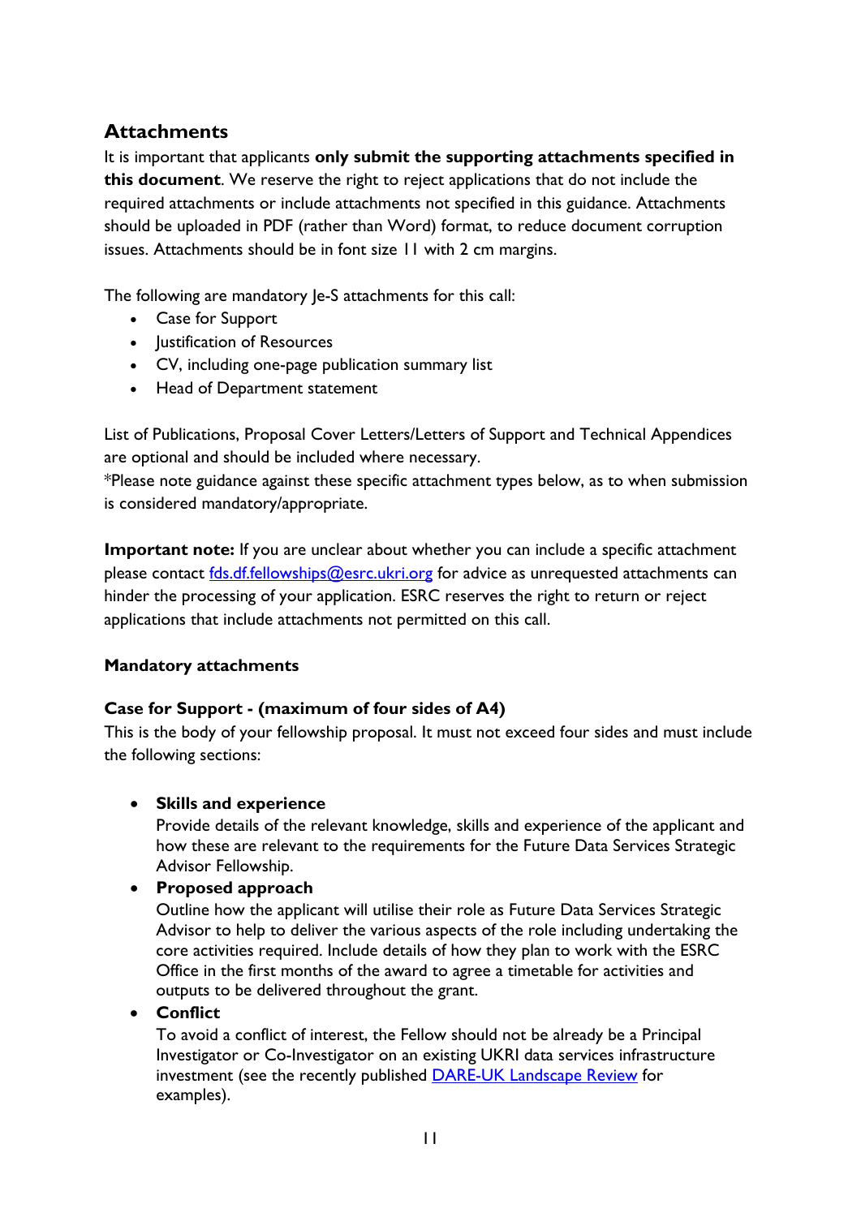## Attachments

It is important that applicants **only submit the supporting attachments specified in this document**. We reserve the right to reject applications that do not include the required attachments or include attachments not specified in this guidance. Attachments should be uploaded in PDF (rather than Word) format, to reduce document corruption issues. Attachments should be in font size 11 with 2 cm margins.

The following are mandatory Je-S attachments for this call:

- Case for Support
- Justification of Resources
- CV, including one-page publication summary list
- Head of Department statement

List of Publications, Proposal Cover Letters/Letters of Support and Technical Appendices are optional and should be included where necessary.
*Please note guidance against these specific attachment types below, as to when submission is considered mandatory/appropriate.

**Important note:** If you are unclear about whether you can include a specific attachment please contact fds.df.fellowships@esrc.ukri.org for advice as unrequested attachments can hinder the processing of your application. ESRC reserves the right to return or reject applications that include attachments not permitted on this call.

### Mandatory attachments

**Case for Support - (maximum of four sides of A4)**

This is the body of your fellowship proposal. It must not exceed four sides and must include the following sections:

- **Skills and experience**
  Provide details of the relevant knowledge, skills and experience of the applicant and how these are relevant to the requirements for the Future Data Services Strategic Advisor Fellowship.
- **Proposed approach**
  Outline how the applicant will utilise their role as Future Data Services Strategic Advisor to help to deliver the various aspects of the role including undertaking the core activities required. Include details of how they plan to work with the ESRC Office in the first months of the award to agree a timetable for activities and outputs to be delivered throughout the grant.
- **Conflict**
  To avoid a conflict of interest, the Fellow should not be already be a Principal Investigator or Co-Investigator on an existing UKRI data services infrastructure investment (see the recently published DARE-UK Landscape Review for examples).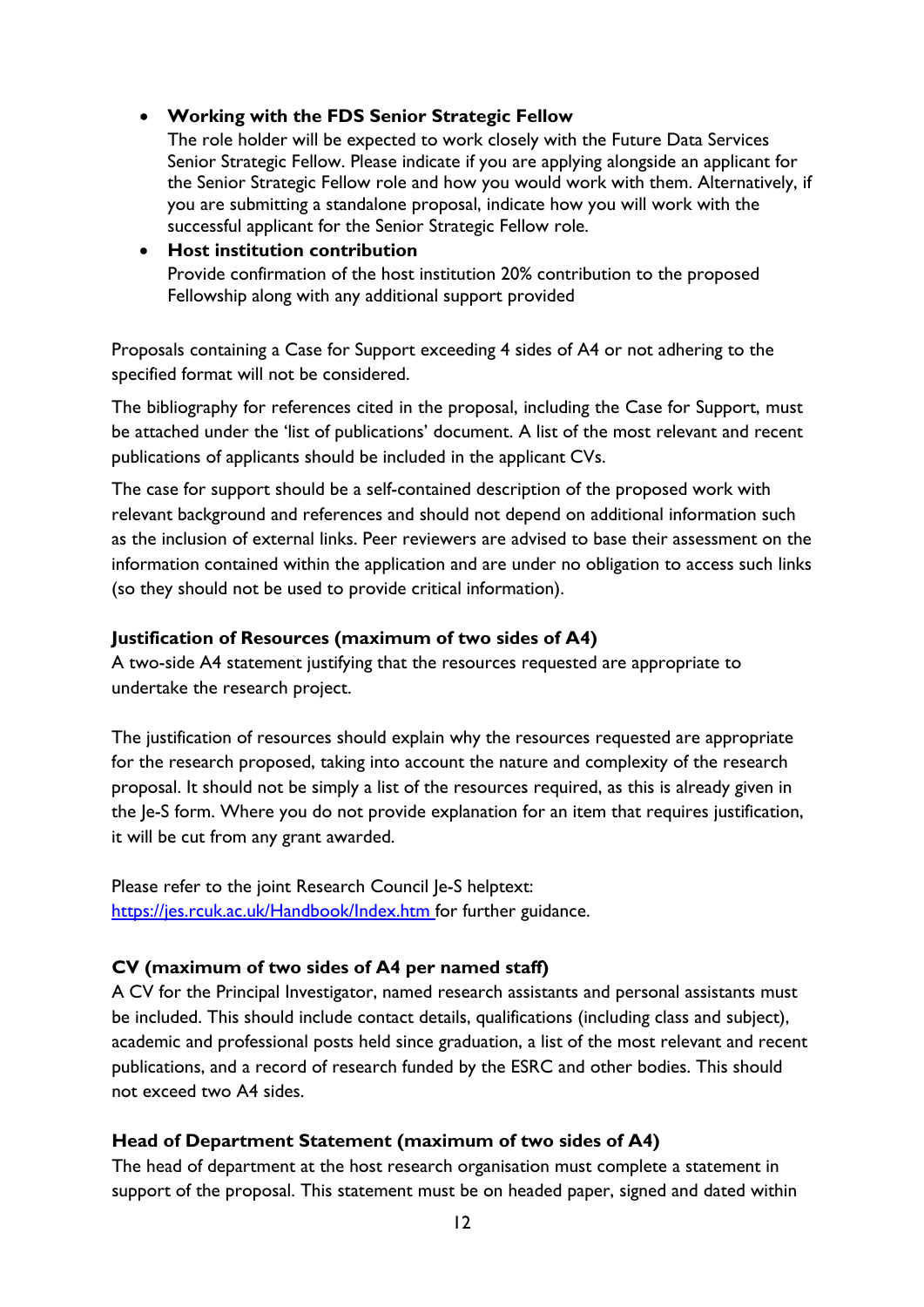- **Working with the FDS Senior Strategic Fellow**
  The role holder will be expected to work closely with the Future Data Services Senior Strategic Fellow. Please indicate if you are applying alongside an applicant for the Senior Strategic Fellow role and how you would work with them. Alternatively, if you are submitting a standalone proposal, indicate how you will work with the successful applicant for the Senior Strategic Fellow role.
- **Host institution contribution**
  Provide confirmation of the host institution 20% contribution to the proposed Fellowship along with any additional support provided

Proposals containing a Case for Support exceeding 4 sides of A4 or not adhering to the specified format will not be considered.

The bibliography for references cited in the proposal, including the Case for Support, must be attached under the 'list of publications' document. A list of the most relevant and recent publications of applicants should be included in the applicant CVs.

The case for support should be a self-contained description of the proposed work with relevant background and references and should not depend on additional information such as the inclusion of external links. Peer reviewers are advised to base their assessment on the information contained within the application and are under no obligation to access such links (so they should not be used to provide critical information).

**Justification of Resources (maximum of two sides of A4)**

A two-side A4 statement justifying that the resources requested are appropriate to undertake the research project.

The justification of resources should explain why the resources requested are appropriate for the research proposed, taking into account the nature and complexity of the research proposal. It should not be simply a list of the resources required, as this is already given in the Je-S form. Where you do not provide explanation for an item that requires justification, it will be cut from any grant awarded.

Please refer to the joint Research Council Je-S helptext: [https://jes.rcuk.ac.uk/Handbook/Index.htm](https://jes.rcuk.ac.uk/Handbook/Index.htm) for further guidance.

**CV (maximum of two sides of A4 per named staff)**

A CV for the Principal Investigator, named research assistants and personal assistants must be included. This should include contact details, qualifications (including class and subject), academic and professional posts held since graduation, a list of the most relevant and recent publications, and a record of research funded by the ESRC and other bodies. This should not exceed two A4 sides.

**Head of Department Statement (maximum of two sides of A4)**

The head of department at the host research organisation must complete a statement in support of the proposal. This statement must be on headed paper, signed and dated within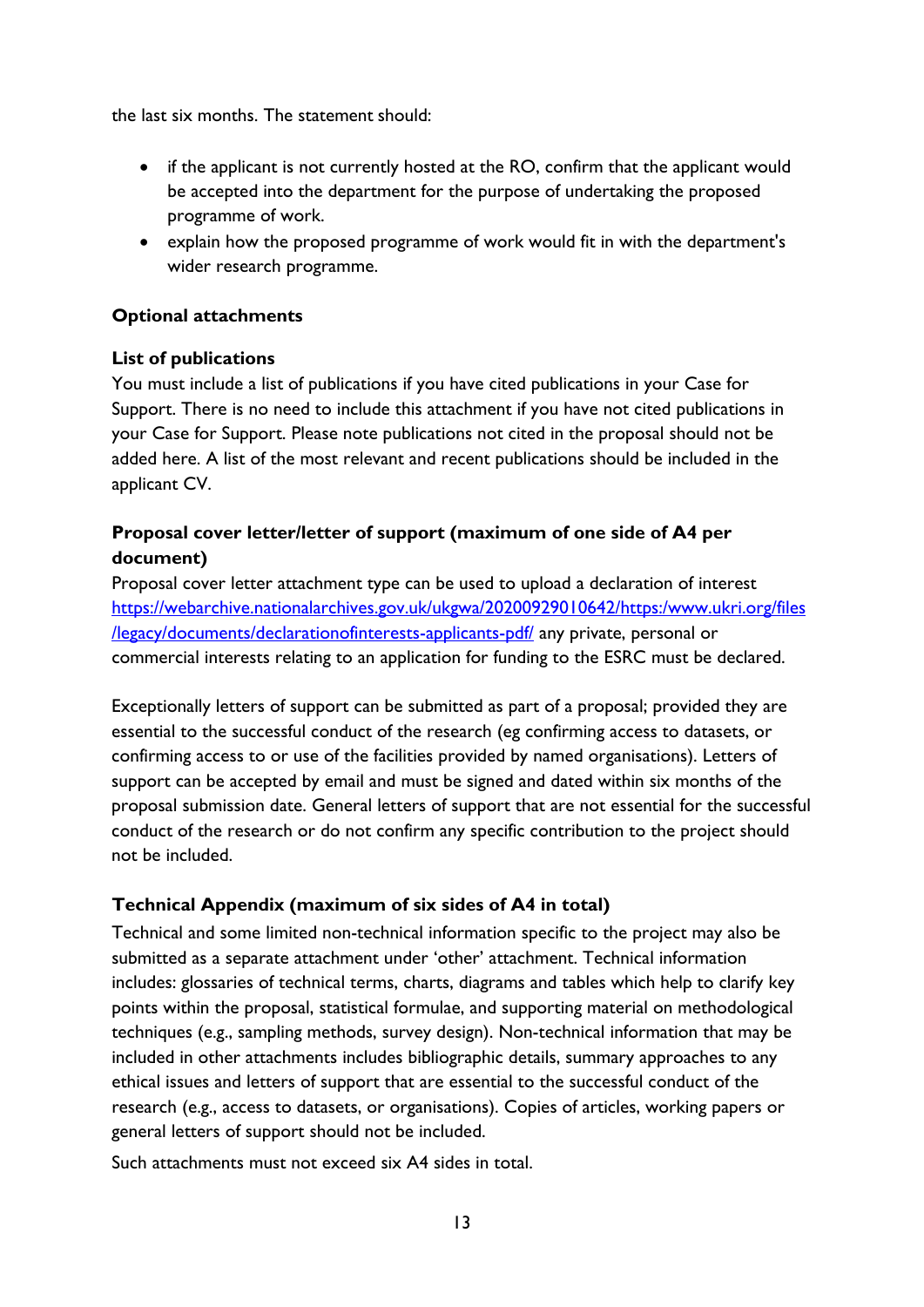the last six months. The statement should:

- if the applicant is not currently hosted at the RO, confirm that the applicant would be accepted into the department for the purpose of undertaking the proposed programme of work.
- explain how the proposed programme of work would fit in with the department's wider research programme.

**Optional attachments**

**List of publications**

You must include a list of publications if you have cited publications in your Case for Support. There is no need to include this attachment if you have not cited publications in your Case for Support. Please note publications not cited in the proposal should not be added here. A list of the most relevant and recent publications should be included in the applicant CV.

**Proposal cover letter/letter of support (maximum of one side of A4 per document)**

Proposal cover letter attachment type can be used to upload a declaration of interest [https://webarchive.nationalarchives.gov.uk/ukgwa/20200929010642/https:/www.ukri.org/files/legacy/documents/declarationofinterests-applicants-pdf/](https://webarchive.nationalarchives.gov.uk/ukgwa/20200929010642/https:/www.ukri.org/files/legacy/documents/declarationofinterests-applicants-pdf/) any private, personal or commercial interests relating to an application for funding to the ESRC must be declared.

Exceptionally letters of support can be submitted as part of a proposal; provided they are essential to the successful conduct of the research (eg confirming access to datasets, or confirming access to or use of the facilities provided by named organisations). Letters of support can be accepted by email and must be signed and dated within six months of the proposal submission date. General letters of support that are not essential for the successful conduct of the research or do not confirm any specific contribution to the project should not be included.

**Technical Appendix (maximum of six sides of A4 in total)**

Technical and some limited non-technical information specific to the project may also be submitted as a separate attachment under 'other' attachment. Technical information includes: glossaries of technical terms, charts, diagrams and tables which help to clarify key points within the proposal, statistical formulae, and supporting material on methodological techniques (e.g., sampling methods, survey design). Non-technical information that may be included in other attachments includes bibliographic details, summary approaches to any ethical issues and letters of support that are essential to the successful conduct of the research (e.g., access to datasets, or organisations). Copies of articles, working papers or general letters of support should not be included.

Such attachments must not exceed six A4 sides in total.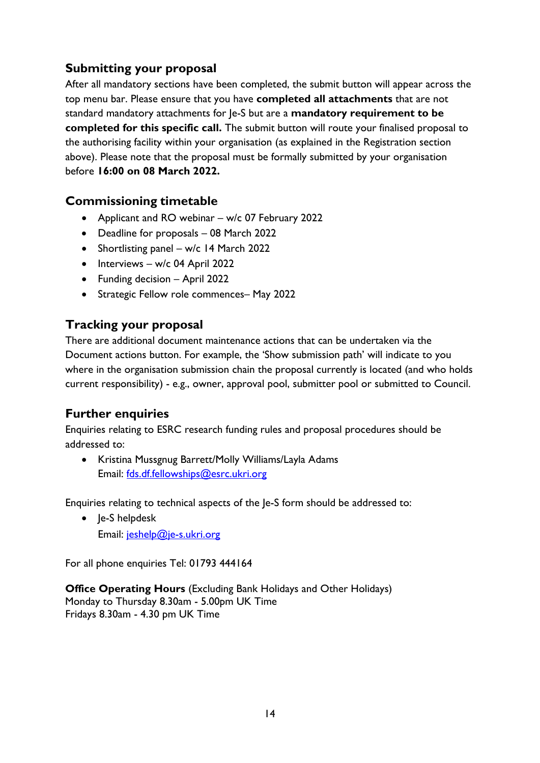## Submitting your proposal

After all mandatory sections have been completed, the submit button will appear across the top menu bar. Please ensure that you have **completed all attachments** that are not standard mandatory attachments for Je-S but are a **mandatory requirement to be completed for this specific call.** The submit button will route your finalised proposal to the authorising facility within your organisation (as explained in the Registration section above). Please note that the proposal must be formally submitted by your organisation before **16:00 on 08 March 2022.**

## Commissioning timetable

- Applicant and RO webinar – w/c 07 February 2022
- Deadline for proposals – 08 March 2022
- Shortlisting panel – w/c 14 March 2022
- Interviews – w/c 04 April 2022
- Funding decision – April 2022
- Strategic Fellow role commences– May 2022

## Tracking your proposal

There are additional document maintenance actions that can be undertaken via the Document actions button. For example, the 'Show submission path' will indicate to you where in the organisation submission chain the proposal currently is located (and who holds current responsibility) - e.g., owner, approval pool, submitter pool or submitted to Council.

## Further enquiries

Enquiries relating to ESRC research funding rules and proposal procedures should be addressed to:

- Kristina Mussgnug Barrett/Molly Williams/Layla Adams
  Email: fds.df.fellowships@esrc.ukri.org

Enquiries relating to technical aspects of the Je-S form should be addressed to:

- Je-S helpdesk
  Email: jeshelp@je-s.ukri.org

For all phone enquiries Tel: 01793 444164

**Office Operating Hours** (Excluding Bank Holidays and Other Holidays)
Monday to Thursday 8.30am - 5.00pm UK Time
Fridays 8.30am - 4.30 pm UK Time